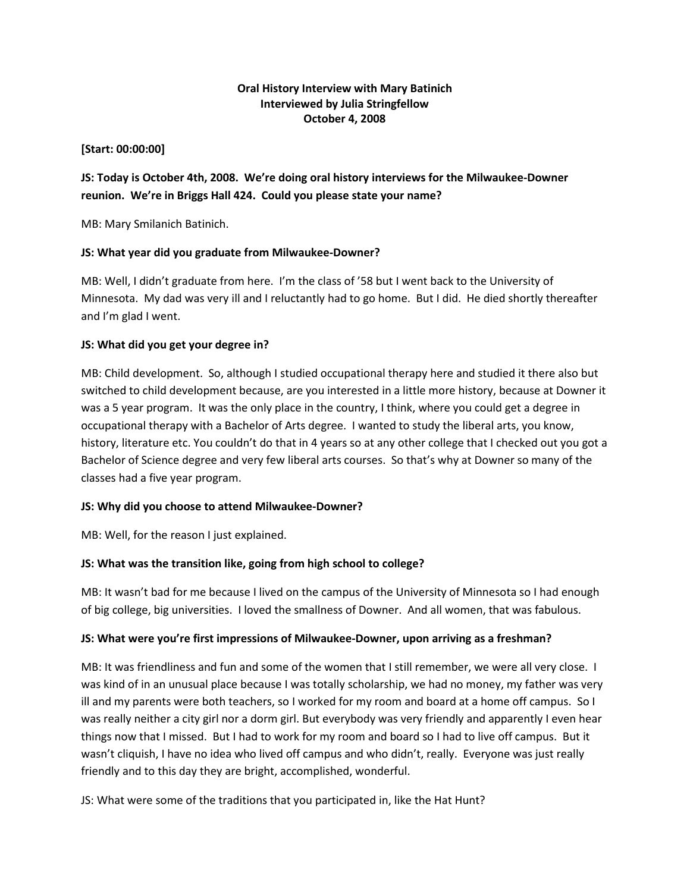**Oral History Interview with Mary Batinich**
**Interviewed by Julia Stringfellow**
**October 4, 2008**

**[Start: 00:00:00]**

**JS: Today is October 4th, 2008. We're doing oral history interviews for the Milwaukee-Downer reunion. We're in Briggs Hall 424. Could you please state your name?**

MB: Mary Smilanich Batinich.

**JS: What year did you graduate from Milwaukee-Downer?**

MB: Well, I didn't graduate from here. I'm the class of '58 but I went back to the University of Minnesota. My dad was very ill and I reluctantly had to go home. But I did. He died shortly thereafter and I'm glad I went.

**JS: What did you get your degree in?**

MB: Child development. So, although I studied occupational therapy here and studied it there also but switched to child development because, are you interested in a little more history, because at Downer it was a 5 year program. It was the only place in the country, I think, where you could get a degree in occupational therapy with a Bachelor of Arts degree. I wanted to study the liberal arts, you know, history, literature etc. You couldn't do that in 4 years so at any other college that I checked out you got a Bachelor of Science degree and very few liberal arts courses. So that's why at Downer so many of the classes had a five year program.

**JS: Why did you choose to attend Milwaukee-Downer?**

MB: Well, for the reason I just explained.

**JS: What was the transition like, going from high school to college?**

MB: It wasn't bad for me because I lived on the campus of the University of Minnesota so I had enough of big college, big universities. I loved the smallness of Downer. And all women, that was fabulous.

**JS: What were you're first impressions of Milwaukee-Downer, upon arriving as a freshman?**

MB: It was friendliness and fun and some of the women that I still remember, we were all very close. I was kind of in an unusual place because I was totally scholarship, we had no money, my father was very ill and my parents were both teachers, so I worked for my room and board at a home off campus. So I was really neither a city girl nor a dorm girl. But everybody was very friendly and apparently I even hear things now that I missed. But I had to work for my room and board so I had to live off campus. But it wasn't cliquish, I have no idea who lived off campus and who didn't, really. Everyone was just really friendly and to this day they are bright, accomplished, wonderful.

JS: What were some of the traditions that you participated in, like the Hat Hunt?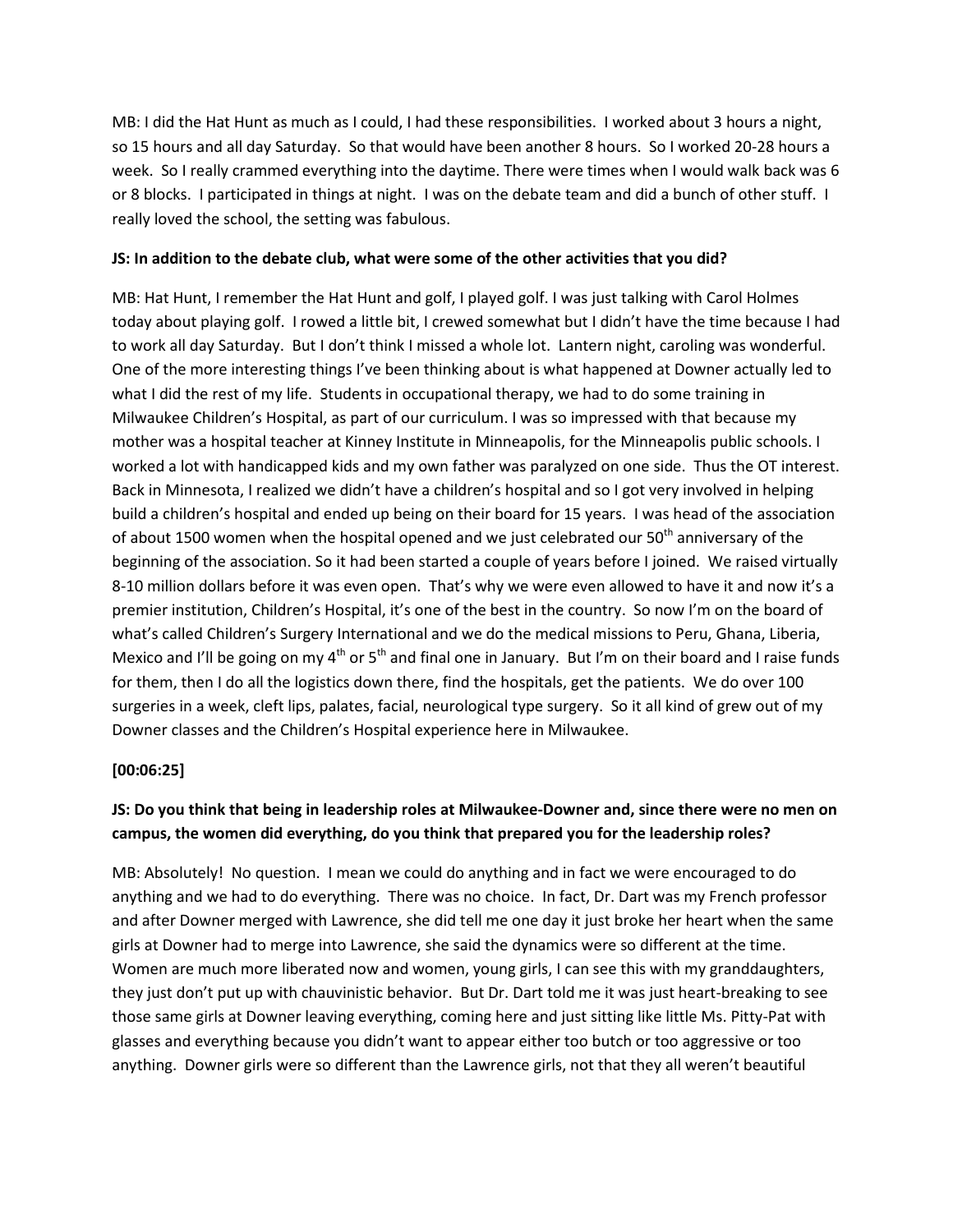MB: I did the Hat Hunt as much as I could, I had these responsibilities. I worked about 3 hours a night, so 15 hours and all day Saturday. So that would have been another 8 hours. So I worked 20-28 hours a week. So I really crammed everything into the daytime. There were times when I would walk back was 6 or 8 blocks. I participated in things at night. I was on the debate team and did a bunch of other stuff. I really loved the school, the setting was fabulous.

**JS: In addition to the debate club, what were some of the other activities that you did?**

MB: Hat Hunt, I remember the Hat Hunt and golf, I played golf. I was just talking with Carol Holmes today about playing golf. I rowed a little bit, I crewed somewhat but I didn't have the time because I had to work all day Saturday. But I don't think I missed a whole lot. Lantern night, caroling was wonderful. One of the more interesting things I've been thinking about is what happened at Downer actually led to what I did the rest of my life. Students in occupational therapy, we had to do some training in Milwaukee Children's Hospital, as part of our curriculum. I was so impressed with that because my mother was a hospital teacher at Kinney Institute in Minneapolis, for the Minneapolis public schools. I worked a lot with handicapped kids and my own father was paralyzed on one side. Thus the OT interest. Back in Minnesota, I realized we didn't have a children's hospital and so I got very involved in helping build a children's hospital and ended up being on their board for 15 years. I was head of the association of about 1500 women when the hospital opened and we just celebrated our 50th anniversary of the beginning of the association. So it had been started a couple of years before I joined. We raised virtually 8-10 million dollars before it was even open. That's why we were even allowed to have it and now it's a premier institution, Children's Hospital, it's one of the best in the country. So now I'm on the board of what's called Children's Surgery International and we do the medical missions to Peru, Ghana, Liberia, Mexico and I'll be going on my 4th or 5th and final one in January. But I'm on their board and I raise funds for them, then I do all the logistics down there, find the hospitals, get the patients. We do over 100 surgeries in a week, cleft lips, palates, facial, neurological type surgery. So it all kind of grew out of my Downer classes and the Children's Hospital experience here in Milwaukee.

**[00:06:25]**

**JS: Do you think that being in leadership roles at Milwaukee-Downer and, since there were no men on campus, the women did everything, do you think that prepared you for the leadership roles?**

MB: Absolutely! No question. I mean we could do anything and in fact we were encouraged to do anything and we had to do everything. There was no choice. In fact, Dr. Dart was my French professor and after Downer merged with Lawrence, she did tell me one day it just broke her heart when the same girls at Downer had to merge into Lawrence, she said the dynamics were so different at the time. Women are much more liberated now and women, young girls, I can see this with my granddaughters, they just don't put up with chauvinistic behavior. But Dr. Dart told me it was just heart-breaking to see those same girls at Downer leaving everything, coming here and just sitting like little Ms. Pitty-Pat with glasses and everything because you didn't want to appear either too butch or too aggressive or too anything. Downer girls were so different than the Lawrence girls, not that they all weren't beautiful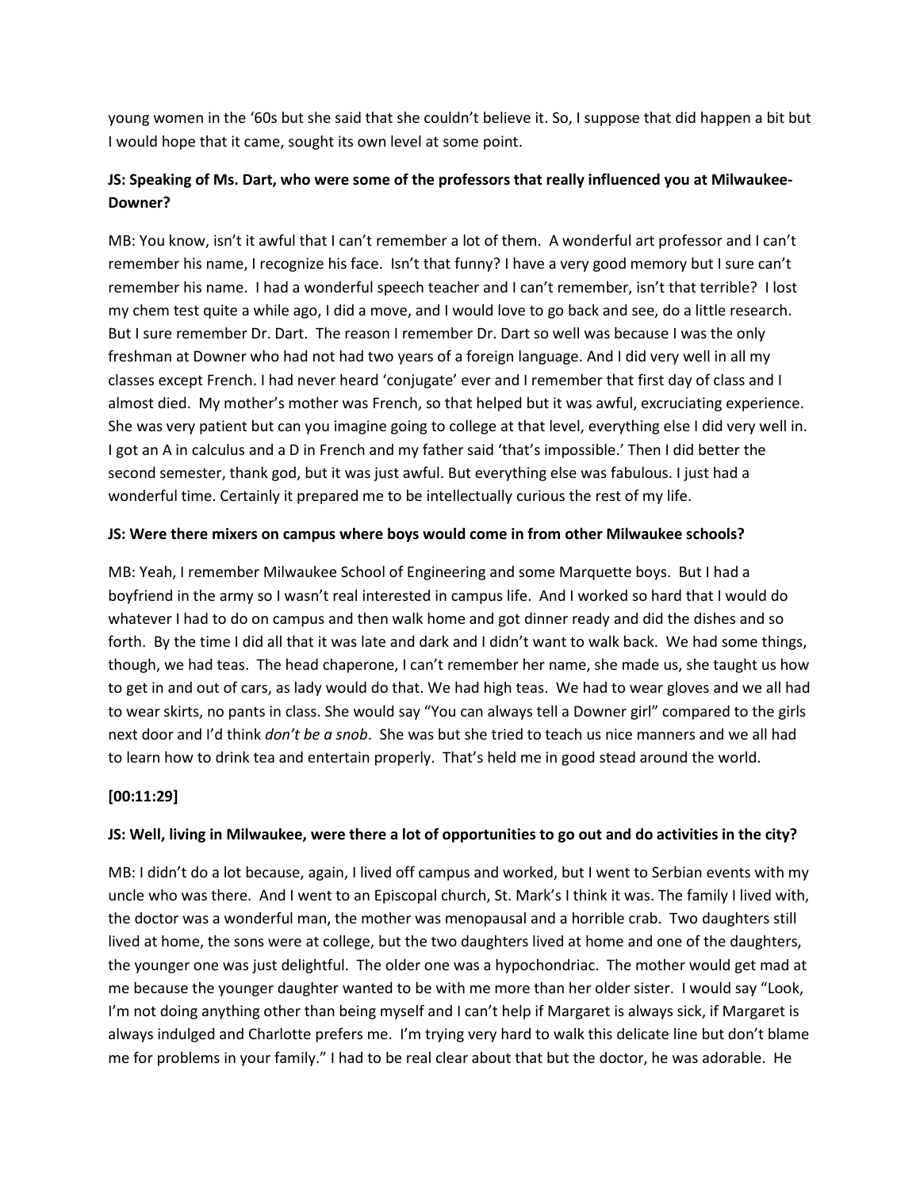young women in the '60s but she said that she couldn't believe it. So, I suppose that did happen a bit but I would hope that it came, sought its own level at some point.

**JS: Speaking of Ms. Dart, who were some of the professors that really influenced you at Milwaukee-Downer?**

MB: You know, isn't it awful that I can't remember a lot of them. A wonderful art professor and I can't remember his name, I recognize his face. Isn't that funny? I have a very good memory but I sure can't remember his name. I had a wonderful speech teacher and I can't remember, isn't that terrible? I lost my chem test quite a while ago, I did a move, and I would love to go back and see, do a little research. But I sure remember Dr. Dart. The reason I remember Dr. Dart so well was because I was the only freshman at Downer who had not had two years of a foreign language. And I did very well in all my classes except French. I had never heard 'conjugate' ever and I remember that first day of class and I almost died. My mother's mother was French, so that helped but it was awful, excruciating experience. She was very patient but can you imagine going to college at that level, everything else I did very well in. I got an A in calculus and a D in French and my father said 'that's impossible.' Then I did better the second semester, thank god, but it was just awful. But everything else was fabulous. I just had a wonderful time. Certainly it prepared me to be intellectually curious the rest of my life.

**JS: Were there mixers on campus where boys would come in from other Milwaukee schools?**

MB: Yeah, I remember Milwaukee School of Engineering and some Marquette boys. But I had a boyfriend in the army so I wasn't real interested in campus life. And I worked so hard that I would do whatever I had to do on campus and then walk home and got dinner ready and did the dishes and so forth. By the time I did all that it was late and dark and I didn't want to walk back. We had some things, though, we had teas. The head chaperone, I can't remember her name, she made us, she taught us how to get in and out of cars, as lady would do that. We had high teas. We had to wear gloves and we all had to wear skirts, no pants in class. She would say "You can always tell a Downer girl" compared to the girls next door and I'd think *don't be a snob*. She was but she tried to teach us nice manners and we all had to learn how to drink tea and entertain properly. That's held me in good stead around the world.

**[00:11:29]**

**JS: Well, living in Milwaukee, were there a lot of opportunities to go out and do activities in the city?**

MB: I didn't do a lot because, again, I lived off campus and worked, but I went to Serbian events with my uncle who was there. And I went to an Episcopal church, St. Mark's I think it was. The family I lived with, the doctor was a wonderful man, the mother was menopausal and a horrible crab. Two daughters still lived at home, the sons were at college, but the two daughters lived at home and one of the daughters, the younger one was just delightful. The older one was a hypochondriac. The mother would get mad at me because the younger daughter wanted to be with me more than her older sister. I would say "Look, I'm not doing anything other than being myself and I can't help if Margaret is always sick, if Margaret is always indulged and Charlotte prefers me. I'm trying very hard to walk this delicate line but don't blame me for problems in your family." I had to be real clear about that but the doctor, he was adorable. He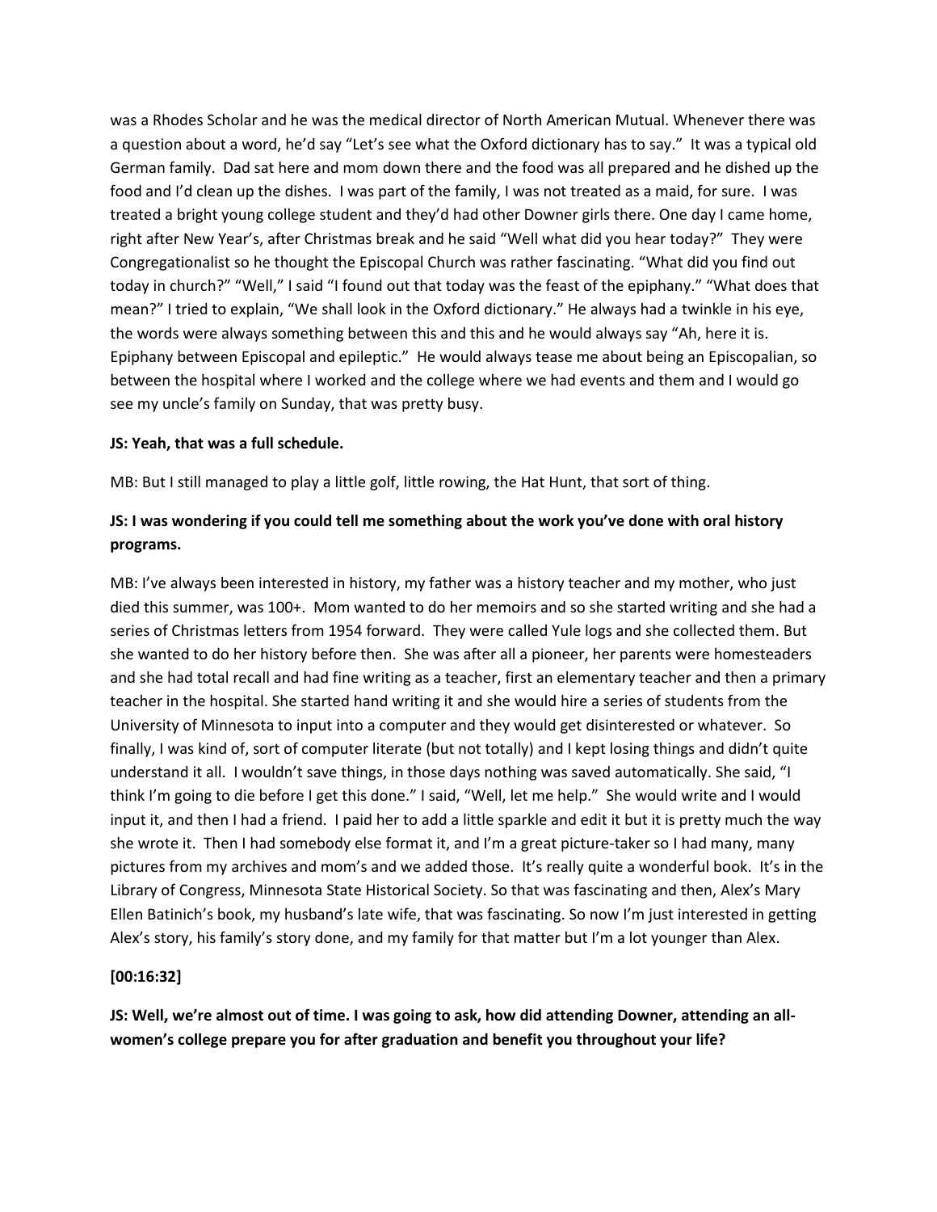was a Rhodes Scholar and he was the medical director of North American Mutual. Whenever there was a question about a word, he'd say "Let's see what the Oxford dictionary has to say." It was a typical old German family. Dad sat here and mom down there and the food was all prepared and he dished up the food and I'd clean up the dishes. I was part of the family, I was not treated as a maid, for sure. I was treated a bright young college student and they'd had other Downer girls there. One day I came home, right after New Year's, after Christmas break and he said "Well what did you hear today?" They were Congregationalist so he thought the Episcopal Church was rather fascinating. "What did you find out today in church?" "Well," I said "I found out that today was the feast of the epiphany." "What does that mean?" I tried to explain, "We shall look in the Oxford dictionary." He always had a twinkle in his eye, the words were always something between this and this and he would always say "Ah, here it is. Epiphany between Episcopal and epileptic." He would always tease me about being an Episcopalian, so between the hospital where I worked and the college where we had events and them and I would go see my uncle's family on Sunday, that was pretty busy.

**JS: Yeah, that was a full schedule.**

MB: But I still managed to play a little golf, little rowing, the Hat Hunt, that sort of thing.

**JS: I was wondering if you could tell me something about the work you've done with oral history programs.**

MB: I've always been interested in history, my father was a history teacher and my mother, who just died this summer, was 100+. Mom wanted to do her memoirs and so she started writing and she had a series of Christmas letters from 1954 forward. They were called Yule logs and she collected them. But she wanted to do her history before then. She was after all a pioneer, her parents were homesteaders and she had total recall and had fine writing as a teacher, first an elementary teacher and then a primary teacher in the hospital. She started hand writing it and she would hire a series of students from the University of Minnesota to input into a computer and they would get disinterested or whatever. So finally, I was kind of, sort of computer literate (but not totally) and I kept losing things and didn't quite understand it all. I wouldn't save things, in those days nothing was saved automatically. She said, "I think I'm going to die before I get this done." I said, "Well, let me help." She would write and I would input it, and then I had a friend. I paid her to add a little sparkle and edit it but it is pretty much the way she wrote it. Then I had somebody else format it, and I'm a great picture-taker so I had many, many pictures from my archives and mom's and we added those. It's really quite a wonderful book. It's in the Library of Congress, Minnesota State Historical Society. So that was fascinating and then, Alex's Mary Ellen Batinich's book, my husband's late wife, that was fascinating. So now I'm just interested in getting Alex's story, his family's story done, and my family for that matter but I'm a lot younger than Alex.

**[00:16:32]**

**JS: Well, we're almost out of time. I was going to ask, how did attending Downer, attending an all-women's college prepare you for after graduation and benefit you throughout your life?**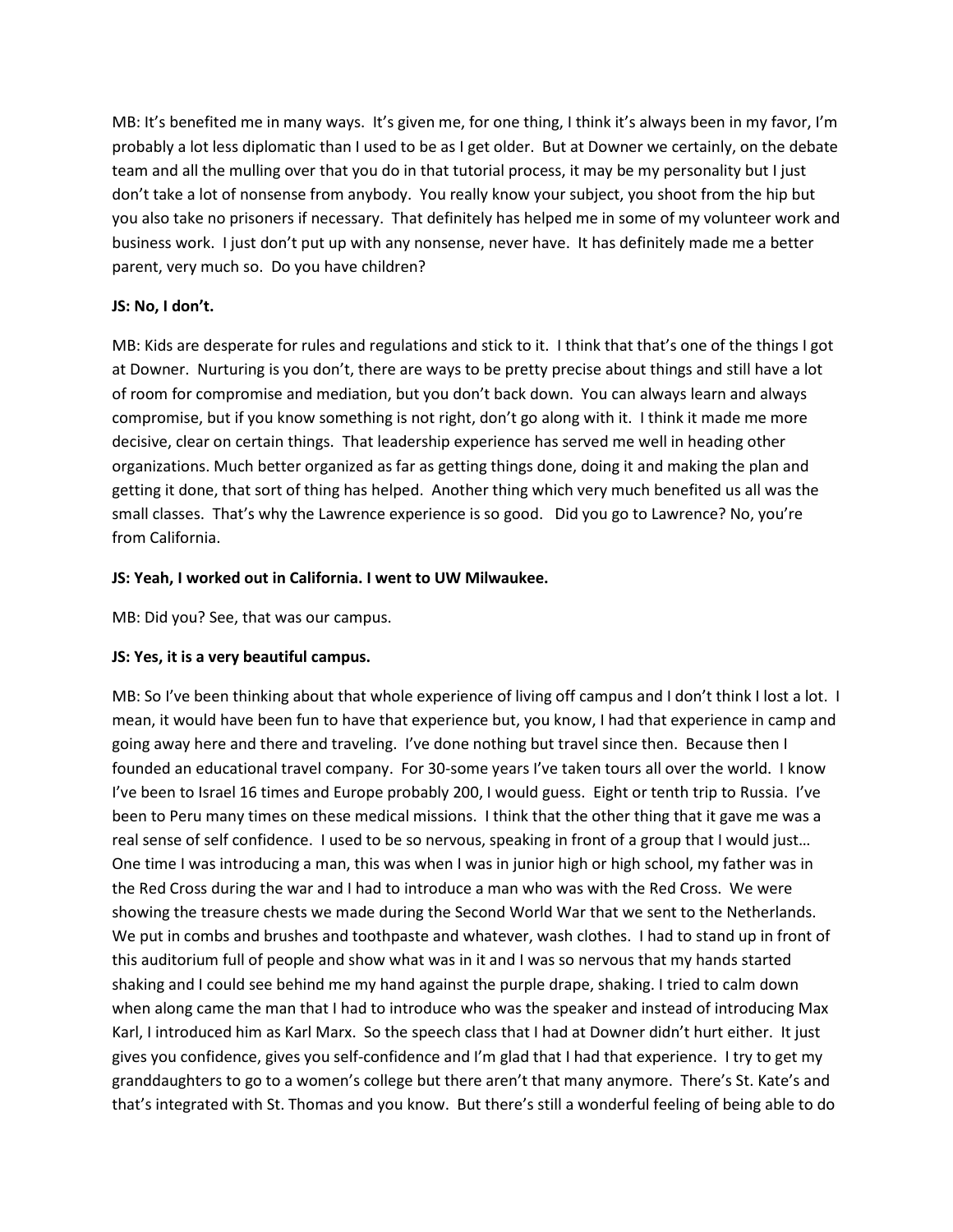MB: It's benefited me in many ways. It's given me, for one thing, I think it's always been in my favor, I'm probably a lot less diplomatic than I used to be as I get older. But at Downer we certainly, on the debate team and all the mulling over that you do in that tutorial process, it may be my personality but I just don't take a lot of nonsense from anybody. You really know your subject, you shoot from the hip but you also take no prisoners if necessary. That definitely has helped me in some of my volunteer work and business work. I just don't put up with any nonsense, never have. It has definitely made me a better parent, very much so. Do you have children?

**JS: No, I don't.**

MB: Kids are desperate for rules and regulations and stick to it. I think that that's one of the things I got at Downer. Nurturing is you don't, there are ways to be pretty precise about things and still have a lot of room for compromise and mediation, but you don't back down. You can always learn and always compromise, but if you know something is not right, don't go along with it. I think it made me more decisive, clear on certain things. That leadership experience has served me well in heading other organizations. Much better organized as far as getting things done, doing it and making the plan and getting it done, that sort of thing has helped. Another thing which very much benefited us all was the small classes. That's why the Lawrence experience is so good. Did you go to Lawrence? No, you're from California.

**JS: Yeah, I worked out in California. I went to UW Milwaukee.**

MB: Did you? See, that was our campus.

**JS: Yes, it is a very beautiful campus.**

MB: So I've been thinking about that whole experience of living off campus and I don't think I lost a lot. I mean, it would have been fun to have that experience but, you know, I had that experience in camp and going away here and there and traveling. I've done nothing but travel since then. Because then I founded an educational travel company. For 30-some years I've taken tours all over the world. I know I've been to Israel 16 times and Europe probably 200, I would guess. Eight or tenth trip to Russia. I've been to Peru many times on these medical missions. I think that the other thing that it gave me was a real sense of self confidence. I used to be so nervous, speaking in front of a group that I would just… One time I was introducing a man, this was when I was in junior high or high school, my father was in the Red Cross during the war and I had to introduce a man who was with the Red Cross. We were showing the treasure chests we made during the Second World War that we sent to the Netherlands. We put in combs and brushes and toothpaste and whatever, wash clothes. I had to stand up in front of this auditorium full of people and show what was in it and I was so nervous that my hands started shaking and I could see behind me my hand against the purple drape, shaking. I tried to calm down when along came the man that I had to introduce who was the speaker and instead of introducing Max Karl, I introduced him as Karl Marx. So the speech class that I had at Downer didn't hurt either. It just gives you confidence, gives you self-confidence and I'm glad that I had that experience. I try to get my granddaughters to go to a women's college but there aren't that many anymore. There's St. Kate's and that's integrated with St. Thomas and you know. But there's still a wonderful feeling of being able to do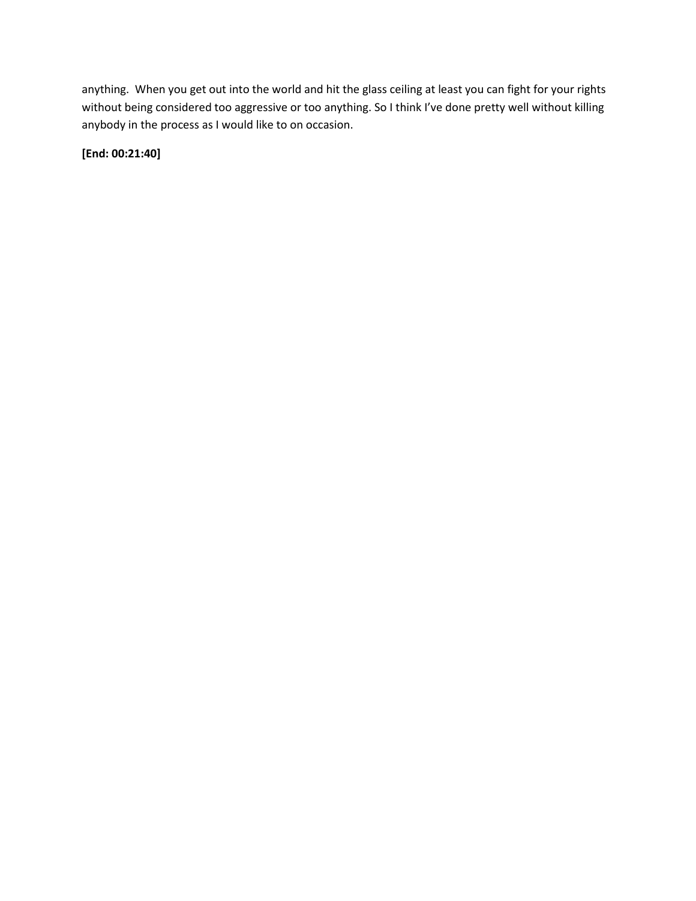anything.  When you get out into the world and hit the glass ceiling at least you can fight for your rights without being considered too aggressive or too anything. So I think I've done pretty well without killing anybody in the process as I would like to on occasion.

**[End: 00:21:40]**